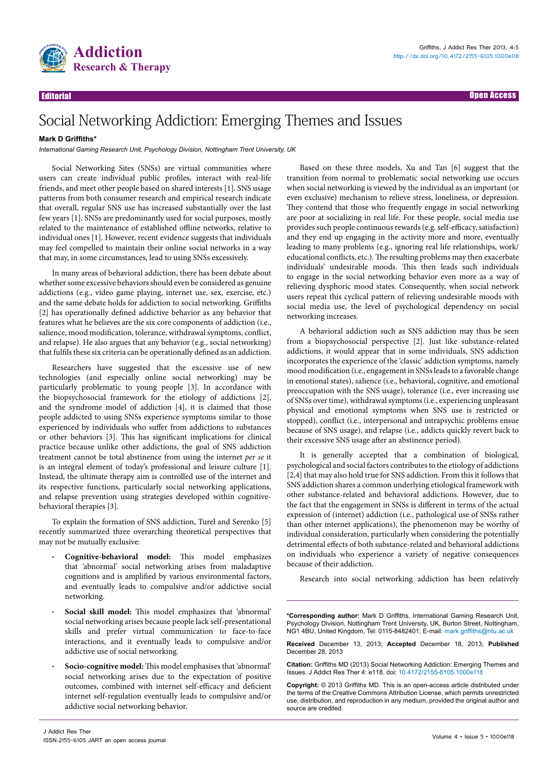Editorial

Open Access

# Social Networking Addiction: Emerging Themes and Issues

**Mark D Griffiths***

*International Gaming Research Unit, Psychology Division, Nottingham Trent University, UK*

Social Networking Sites (SNSs) are virtual communities where users can create individual public profiles, interact with real-life friends, and meet other people based on shared interests [1]. SNS usage patterns from both consumer research and empirical research indicate that overall, regular SNS use has increased substantially over the last few years [1]. SNSs are predominantly used for social purposes, mostly related to the maintenance of established offline networks, relative to individual ones [1]. However, recent evidence suggests that individuals may feel compelled to maintain their online social networks in a way that may, in some circumstances, lead to using SNSs excessively.

In many areas of behavioral addiction, there has been debate about whether some excessive behaviors should even be considered as genuine addictions (e.g., video game playing, internet use, sex, exercise, etc.) and the same debate holds for addiction to social networking. Griffiths [2] has operationally defined addictive behavior as any behavior that features what he believes are the six core components of addiction (i.e., salience, mood modification, tolerance, withdrawal symptoms, conflict, and relapse). He also argues that any behavior (e.g., social networking) that fulfils these six criteria can be operationally defined as an addiction.

Researchers have suggested that the excessive use of new technologies (and especially online social networking) may be particularly problematic to young people [3]. In accordance with the biopsychosocial framework for the etiology of addictions [2], and the syndrome model of addiction [4], it is claimed that those people addicted to using SNSs experience symptoms similar to those experienced by individuals who suffer from addictions to substances or other behaviors [3]. This has significant implications for clinical practice because unlike other addictions, the goal of SNS addiction treatment cannot be total abstinence from using the internet *per se* it is an integral element of today's professional and leisure culture [1]. Instead, the ultimate therapy aim is controlled use of the internet and its respective functions, particularly social networking applications, and relapse prevention using strategies developed within cognitive-behavioral therapies [3].

To explain the formation of SNS addiction, Turel and Serenko [5] recently summarized three overarching theoretical perspectives that may not be mutually exclusive:

- **Cognitive-behavioral model:** This model emphasizes that 'abnormal' social networking arises from maladaptive cognitions and is amplified by various environmental factors, and eventually leads to compulsive and/or addictive social networking.
- **Social skill model:** This model emphasizes that 'abnormal' social networking arises because people lack self-presentational skills and prefer virtual communication to face-to-face interactions, and it eventually leads to compulsive and/or addictive use of social networking.
- **Socio-cognitive model:** This model emphasises that 'abnormal' social networking arises due to the expectation of positive outcomes, combined with internet self-efficacy and deficient internet self-regulation eventually leads to compulsive and/or addictive social networking behavior.

Based on these three models, Xu and Tan [6] suggest that the transition from normal to problematic social networking use occurs when social networking is viewed by the individual as an important (or even exclusive) mechanism to relieve stress, loneliness, or depression. They contend that those who frequently engage in social networking are poor at socializing in real life. For these people, social media use provides such people continuous rewards (e.g. self-efficacy, satisfaction) and they end up engaging in the activity more and more, eventually leading to many problems (e.g., ignoring real life relationships, work/educational conflicts, etc.). The resulting problems may then exacerbate individuals' undesirable moods. This then leads such individuals to engage in the social networking behavior even more as a way of relieving dysphoric mood states. Consequently, when social network users repeat this cyclical pattern of relieving undesirable moods with social media use, the level of psychological dependency on social networking increases.

A behavioral addiction such as SNS addiction may thus be seen from a biopsychosocial perspective [2]. Just like substance-related addictions, it would appear that in some individuals, SNS addiction incorporates the experience of the 'classic' addiction symptoms, namely mood modification (i.e., engagement in SNSs leads to a favorable change in emotional states), salience (i.e., behavioral, cognitive, and emotional preoccupation with the SNS usage), tolerance (i.e., ever increasing use of SNSs over time), withdrawal symptoms (i.e., experiencing unpleasant physical and emotional symptoms when SNS use is restricted or stopped), conflict (i.e., interpersonal and intrapsychic problems ensue because of SNS usage), and relapse (i.e., addicts quickly revert back to their excessive SNS usage after an abstinence period).

It is generally accepted that a combination of biological, psychological and social factors contributes to the etiology of addictions [2,4] that may also hold true for SNS addiction. From this it follows that SNS addiction shares a common underlying etiological framework with other substance-related and behavioral addictions. However, due to the fact that the engagement in SNSs is different in terms of the actual expression of (internet) addiction (i.e., pathological use of SNSs rather than other internet applications), the phenomenon may be worthy of individual consideration, particularly when considering the potentially detrimental effects of both substance-related and behavioral addictions on individuals who experience a variety of negative consequences because of their addiction.

Research into social networking addiction has been relatively

---

**\*Corresponding author:** Mark D Griffiths, International Gaming Research Unit, Psychology Division, Nottingham Trent University, UK, Burton Street, Nottingham, NG1 4BU, United Kingdom, Tel: 0115-8482401; E-mail: mark.griffiths@ntu.ac.uk

**Received** December 13, 2013; **Accepted** December 18, 2013; **Published** December 28, 2013

**Citation:** Griffiths MD (2013) Social Networking Addiction: Emerging Themes and Issues. J Addict Res Ther 4: e118. doi: 10.4172/2155-6105.1000e118

**Copyright:** © 2013 Griffiths MD. This is an open-access article distributed under the terms of the Creative Commons Attribution License, which permits unrestricted use, distribution, and reproduction in any medium, provided the original author and source are credited.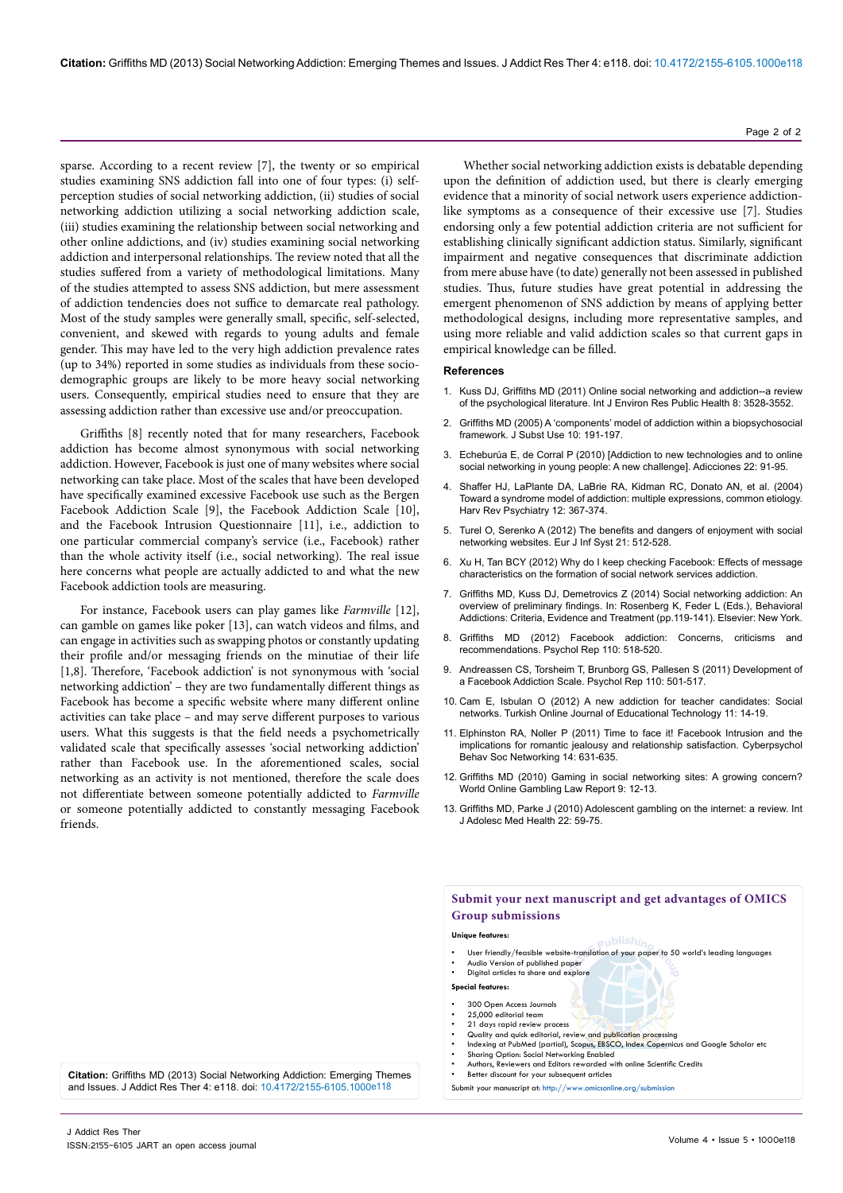sparse. According to a recent review [7], the twenty or so empirical studies examining SNS addiction fall into one of four types: (i) self-perception studies of social networking addiction, (ii) studies of social networking addiction utilizing a social networking addiction scale, (iii) studies examining the relationship between social networking and other online addictions, and (iv) studies examining social networking addiction and interpersonal relationships. The review noted that all the studies suffered from a variety of methodological limitations. Many of the studies attempted to assess SNS addiction, but mere assessment of addiction tendencies does not suffice to demarcate real pathology. Most of the study samples were generally small, specific, self-selected, convenient, and skewed with regards to young adults and female gender. This may have led to the very high addiction prevalence rates (up to 34%) reported in some studies as individuals from these socio-demographic groups are likely to be more heavy social networking users. Consequently, empirical studies need to ensure that they are assessing addiction rather than excessive use and/or preoccupation.

Griffiths [8] recently noted that for many researchers, Facebook addiction has become almost synonymous with social networking addiction. However, Facebook is just one of many websites where social networking can take place. Most of the scales that have been developed have specifically examined excessive Facebook use such as the Bergen Facebook Addiction Scale [9], the Facebook Addiction Scale [10], and the Facebook Intrusion Questionnaire [11], i.e., addiction to one particular commercial company's service (i.e., Facebook) rather than the whole activity itself (i.e., social networking). The real issue here concerns what people are actually addicted to and what the new Facebook addiction tools are measuring.

For instance, Facebook users can play games like *Farmville* [12], can gamble on games like poker [13], can watch videos and films, and can engage in activities such as swapping photos or constantly updating their profile and/or messaging friends on the minutiae of their life [1,8]. Therefore, 'Facebook addiction' is not synonymous with 'social networking addiction' – they are two fundamentally different things as Facebook has become a specific website where many different online activities can take place – and may serve different purposes to various users. What this suggests is that the field needs a psychometrically validated scale that specifically assesses 'social networking addiction' rather than Facebook use. In the aforementioned scales, social networking as an activity is not mentioned, therefore the scale does not differentiate between someone potentially addicted to *Farmville* or someone potentially addicted to constantly messaging Facebook friends.

Whether social networking addiction exists is debatable depending upon the definition of addiction used, but there is clearly emerging evidence that a minority of social network users experience addiction-like symptoms as a consequence of their excessive use [7]. Studies endorsing only a few potential addiction criteria are not sufficient for establishing clinically significant addiction status. Similarly, significant impairment and negative consequences that discriminate addiction from mere abuse have (to date) generally not been assessed in published studies. Thus, future studies have great potential in addressing the emergent phenomenon of SNS addiction by means of applying better methodological designs, including more representative samples, and using more reliable and valid addiction scales so that current gaps in empirical knowledge can be filled.

### References

1. Kuss DJ, Griffiths MD (2011) Online social networking and addiction--a review of the psychological literature. Int J Environ Res Public Health 8: 3528-3552.
2. Griffiths MD (2005) A 'components' model of addiction within a biopsychosocial framework. J Subst Use 10: 191-197.
3. Echeburúa E, de Corral P (2010) [Addiction to new technologies and to online social networking in young people: A new challenge]. Adicciones 22: 91-95.
4. Shaffer HJ, LaPlante DA, LaBrie RA, Kidman RC, Donato AN, et al. (2004) Toward a syndrome model of addiction: multiple expressions, common etiology. Harv Rev Psychiatry 12: 367-374.
5. Turel O, Serenko A (2012) The benefits and dangers of enjoyment with social networking websites. Eur J Inf Syst 21: 512-528.
6. Xu H, Tan BCY (2012) Why do I keep checking Facebook: Effects of message characteristics on the formation of social network services addiction.
7. Griffiths MD, Kuss DJ, Demetrovics Z (2014) Social networking addiction: An overview of preliminary findings. In: Rosenberg K, Feder L (Eds.), Behavioral Addictions: Criteria, Evidence and Treatment (pp.119-141). Elsevier: New York.
8. Griffiths MD (2012) Facebook addiction: Concerns, criticisms and recommendations. Psychol Rep 110: 518-520.
9. Andreassen CS, Torsheim T, Brunborg GS, Pallesen S (2011) Development of a Facebook Addiction Scale. Psychol Rep 110: 501-517.
10. Cam E, Isbulan O (2012) A new addiction for teacher candidates: Social networks. Turkish Online Journal of Educational Technology 11: 14-19.
11. Elphinston RA, Noller P (2011) Time to face it! Facebook Intrusion and the implications for romantic jealousy and relationship satisfaction. Cyberpsychol Behav Soc Networking 14: 631-635.
12. Griffiths MD (2010) Gaming in social networking sites: A growing concern? World Online Gambling Law Report 9: 12-13.
13. Griffiths MD, Parke J (2010) Adolescent gambling on the internet: a review. Int J Adolesc Med Health 22: 59-75.

**Submit your next manuscript and get advantages of OMICS Group submissions**

**Unique features:**

- User friendly/feasible website-translation of your paper to 50 world's leading languages
- Audio Version of published paper
- Digital articles to share and explore

**Special features:**

- 300 Open Access Journals
- 25,000 editorial team
- 21 days rapid review process
- Quality and quick editorial, review and publication processing
- Indexing at PubMed (partial), Scopus, EBSCO, Index Copernicus and Google Scholar etc
- Sharing Option: Social Networking Enabled
- Authors, Reviewers and Editors rewarded with online Scientific Credits
- Better discount for your subsequent articles

Submit your manuscript at: http://www.omicsonline.org/submission

**Citation:** Griffiths MD (2013) Social Networking Addiction: Emerging Themes and Issues. J Addict Res Ther 4: e118. doi: 10.4172/2155-6105.1000e118